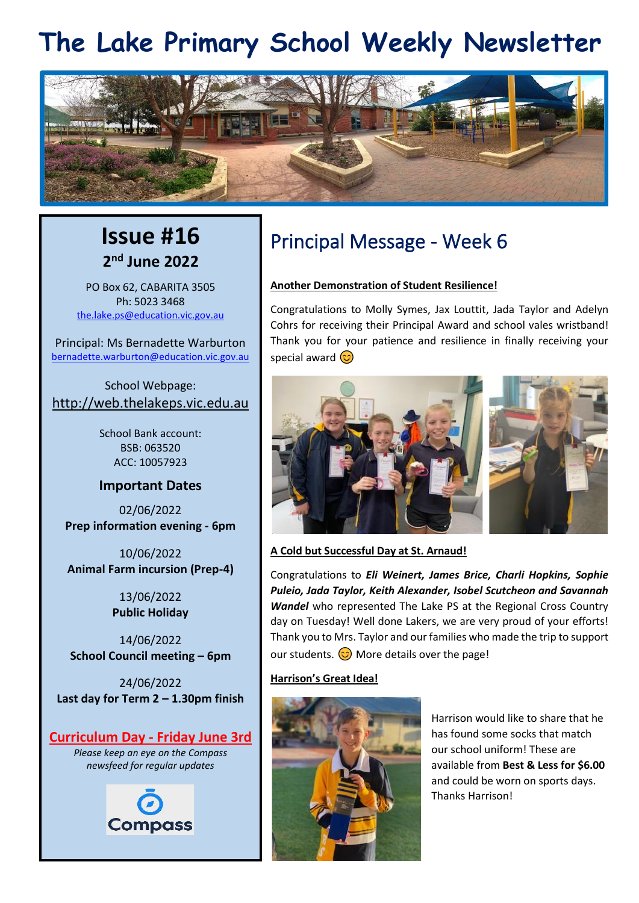# The Lake Primary School Weekly Newsletter

## Issue #16

**2nd June 2022**

PO Box 62, CABARITA 3505
Ph: 5023 3468
the.lake.ps@education.vic.gov.au

Principal: Ms Bernadette Warburton
bernadette.warburton@education.vic.gov.au

School Webpage:
http://web.thelakeps.vic.edu.au

School Bank account:
BSB: 063520
ACC: 10057923

### Important Dates

02/06/2022
**Prep information evening - 6pm**

10/06/2022
**Animal Farm incursion (Prep-4)**

13/06/2022
**Public Holiday**

14/06/2022
**School Council meeting – 6pm**

24/06/2022
**Last day for Term 2 – 1.30pm finish**

**Curriculum Day - Friday June 3rd**

*Please keep an eye on the Compass newsfeed for regular updates*

Compass

## Principal Message - Week 6

**Another Demonstration of Student Resilience!**

Congratulations to Molly Symes, Jax Louttit, Jada Taylor and Adelyn Cohrs for receiving their Principal Award and school vales wristband! Thank you for your patience and resilience in finally receiving your special award 😊

**A Cold but Successful Day at St. Arnaud!**

Congratulations to ***Eli Weinert, James Brice, Charli Hopkins, Sophie Puleio, Jada Taylor, Keith Alexander, Isobel Scutcheon and Savannah Wandel*** who represented The Lake PS at the Regional Cross Country day on Tuesday! Well done Lakers, we are very proud of your efforts! Thank you to Mrs. Taylor and our families who made the trip to support our students. 😊 More details over the page!

**Harrison's Great Idea!**

Harrison would like to share that he has found some socks that match our school uniform! These are available from **Best & Less for $6.00** and could be worn on sports days. Thanks Harrison!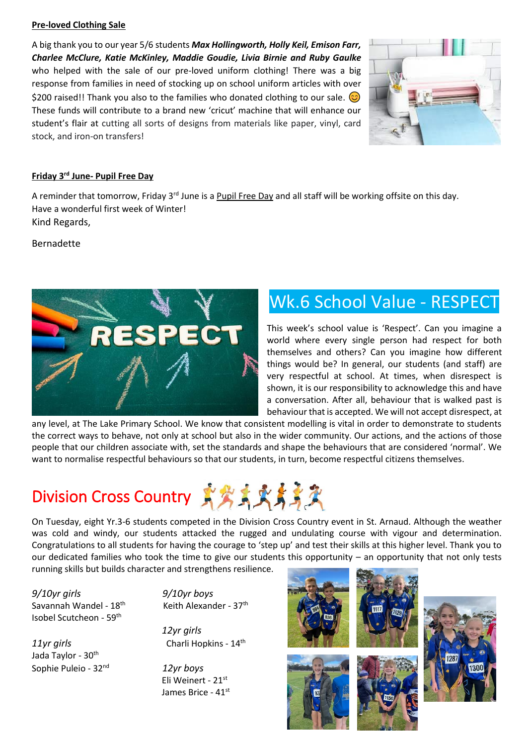**Pre-loved Clothing Sale**

A big thank you to our year 5/6 students ***Max Hollingworth, Holly Keil, Emison Farr, Charlee McClure, Katie McKinley, Maddie Goudie, Livia Birnie and Ruby Gaulke*** who helped with the sale of our pre-loved uniform clothing! There was a big response from families in need of stocking up on school uniform articles with over $200 raised!! Thank you also to the families who donated clothing to our sale. 😊 These funds will contribute to a brand new 'cricut' machine that will enhance our student's flair at cutting all sorts of designs from materials like paper, vinyl, card stock, and iron-on transfers!

**Friday 3rd June- Pupil Free Day**

A reminder that tomorrow, Friday 3rd June is a Pupil Free Day and all staff will be working offsite on this day.
Have a wonderful first week of Winter!
Kind Regards,

Bernadette

## Wk.6 School Value - RESPECT

This week's school value is 'Respect'. Can you imagine a world where every single person had respect for both themselves and others? Can you imagine how different things would be? In general, our students (and staff) are very respectful at school. At times, when disrespect is shown, it is our responsibility to acknowledge this and have a conversation. After all, behaviour that is walked past is behaviour that is accepted. We will not accept disrespect, at any level, at The Lake Primary School. We know that consistent modelling is vital in order to demonstrate to students the correct ways to behave, not only at school but also in the wider community. Our actions, and the actions of those people that our children associate with, set the standards and shape the behaviours that are considered 'normal'. We want to normalise respectful behaviours so that our students, in turn, become respectful citizens themselves.

## Division Cross Country

On Tuesday, eight Yr.3-6 students competed in the Division Cross Country event in St. Arnaud. Although the weather was cold and windy, our students attacked the rugged and undulating course with vigour and determination. Congratulations to all students for having the courage to 'step up' and test their skills at this higher level. Thank you to our dedicated families who took the time to give our students this opportunity – an opportunity that not only tests running skills but builds character and strengthens resilience.

*9/10yr girls*
Savannah Wandel - 18th
Isobel Scutcheon - 59th

*11yr girls*
Jada Taylor - 30th
Sophie Puleio - 32nd

*9/10yr boys*
Keith Alexander - 37th

*12yr girls*
Charli Hopkins - 14th

*12yr boys*
Eli Weinert - 21st
James Brice - 41st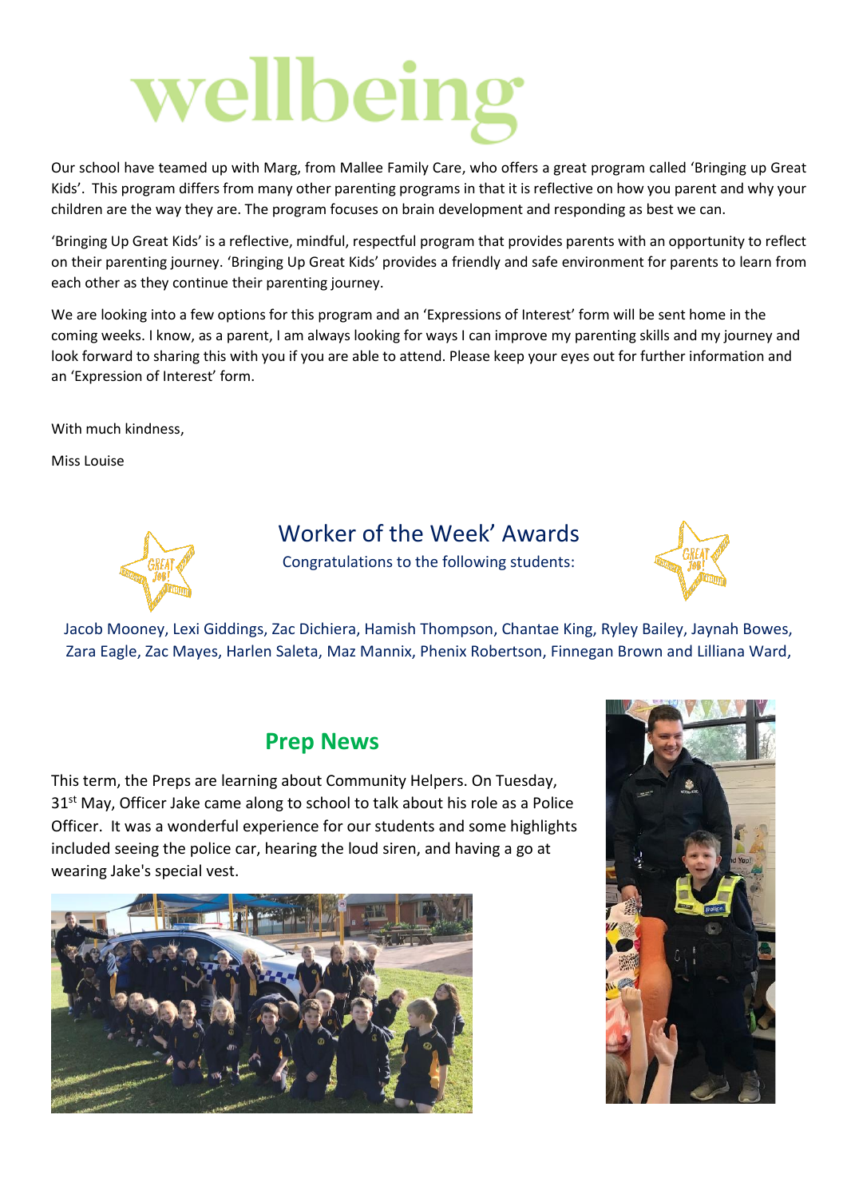# wellbeing

Our school have teamed up with Marg, from Mallee Family Care, who offers a great program called 'Bringing up Great Kids'. This program differs from many other parenting programs in that it is reflective on how you parent and why your children are the way they are. The program focuses on brain development and responding as best we can.

'Bringing Up Great Kids' is a reflective, mindful, respectful program that provides parents with an opportunity to reflect on their parenting journey. 'Bringing Up Great Kids' provides a friendly and safe environment for parents to learn from each other as they continue their parenting journey.

We are looking into a few options for this program and an 'Expressions of Interest' form will be sent home in the coming weeks. I know, as a parent, I am always looking for ways I can improve my parenting skills and my journey and look forward to sharing this with you if you are able to attend. Please keep your eyes out for further information and an 'Expression of Interest' form.

With much kindness,

Miss Louise

## Worker of the Week' Awards

Congratulations to the following students:

Jacob Mooney, Lexi Giddings, Zac Dichiera, Hamish Thompson, Chantae King, Ryley Bailey, Jaynah Bowes, Zara Eagle, Zac Mayes, Harlen Saleta, Maz Mannix, Phenix Robertson, Finnegan Brown and Lilliana Ward,

## Prep News

This term, the Preps are learning about Community Helpers. On Tuesday, 31st May, Officer Jake came along to school to talk about his role as a Police Officer. It was a wonderful experience for our students and some highlights included seeing the police car, hearing the loud siren, and having a go at wearing Jake's special vest.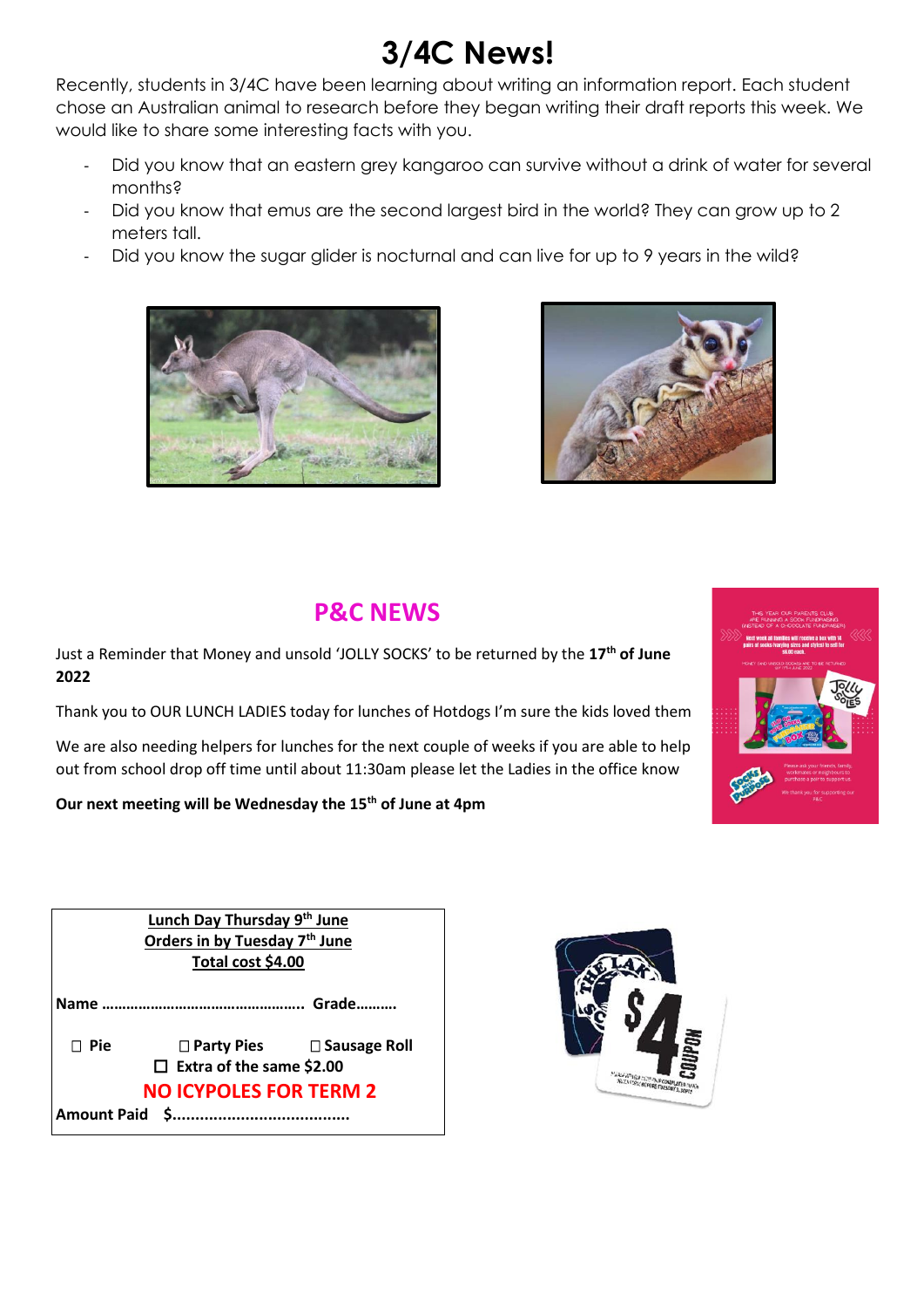# 3/4C News!

Recently, students in 3/4C have been learning about writing an information report. Each student chose an Australian animal to research before they began writing their draft reports this week. We would like to share some interesting facts with you.

- Did you know that an eastern grey kangaroo can survive without a drink of water for several months?
- Did you know that emus are the second largest bird in the world? They can grow up to 2 meters tall.
- Did you know the sugar glider is nocturnal and can live for up to 9 years in the wild?

## P&C NEWS

Just a Reminder that Money and unsold 'JOLLY SOCKS' to be returned by the **17th of June 2022**

Thank you to OUR LUNCH LADIES today for lunches of Hotdogs I'm sure the kids loved them

We are also needing helpers for lunches for the next couple of weeks if you are able to help out from school drop off time until about 11:30am please let the Ladies in the office know

**Our next meeting will be Wednesday the 15th of June at 4pm**

**Lunch Day Thursday 9th June**
**Orders in by Tuesday 7th June**
**Total cost $4.00**

**Name ………………………………………….. Grade……….**

☐ **Pie** ☐ **Party Pies** ☐ **Sausage Roll**

☐ **Extra of the same $2.00**

**NO ICYPOLES FOR TERM 2**

**Amount Paid $......................................**